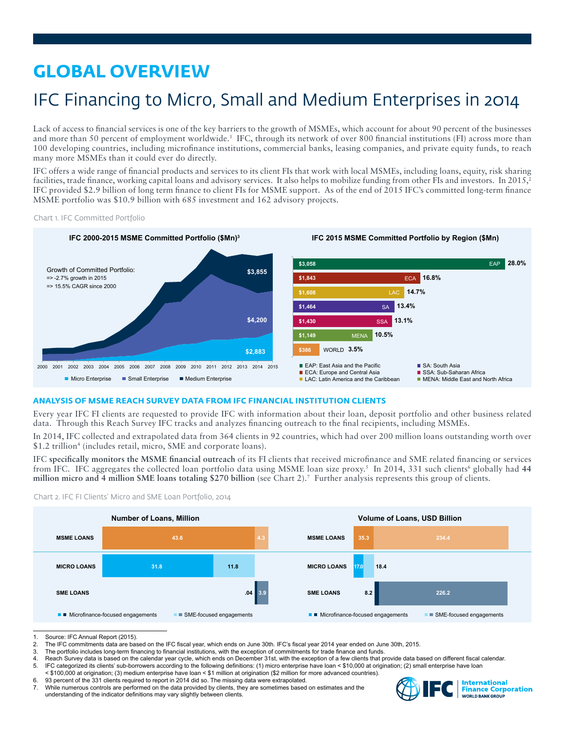# GLOBAL OVERVIEW

## IFC Financing to Micro, Small and Medium Enterprises in 2014

Lack of access to financial services is one of the key barriers to the growth of MSMEs, which account for about 90 percent of the businesses and more than 50 percent of employment worldwide.[1] IFC, through its network of over 800 financial institutions (FI) across more than 100 developing countries, including microfinance institutions, commercial banks, leasing companies, and private equity funds, to reach many more MSMEs than it could ever do directly.

IFC offers a wide range of financial products and services to its client FIs that work with local MSMEs, including loans, equity, risk sharing facilities, trade finance, working capital loans and advisory services. It also helps to mobilize funding from other FIs and investors. In 2015,[2] IFC provided $2.9 billion of long term finance to client FIs for MSME support. As of the end of 2015 IFC's committed long-term finance MSME portfolio was $10.9 billion with 685 investment and 162 advisory projects.

Chart 1. IFC Committed Portfolio

**IFC 2000-2015 MSME Committed Portfolio ($Mn)[3]**

Growth of Committed Portfolio:
=> -2.7% growth in 2015
=> 15.5% CAGR since 2000

2015: Medium Enterprise $3,855; Small Enterprise $4,200; Micro Enterprise $2,883

**IFC 2015 MSME Committed Portfolio by Region ($Mn)**

| Region | $Mn | Share |
|---|---|---|
| EAP | $3,058 | 28.0% |
| ECA | $1,843 | 16.8% |
| LAC | $1,608 | 14.7% |
| SA | $1,464 | 13.4% |
| SSA | $1,430 | 13.1% |
| MENA | $1,149 | 10.5% |
| WORLD | $386 | 3.5% |

EAP: East Asia and the Pacific; ECA: Europe and Central Asia; LAC: Latin America and the Caribbean; SA: South Asia; SSA: Sub-Saharan Africa; MENA: Middle East and North Africa

### ANALYSIS OF MSME REACH SURVEY DATA FROM IFC FINANCIAL INSTITUTION CLIENTS

Every year IFC FI clients are requested to provide IFC with information about their loan, deposit portfolio and other business related data. Through this Reach Survey IFC tracks and analyzes financing outreach to the final recipients, including MSMEs.

In 2014, IFC collected and extrapolated data from 364 clients in 92 countries, which had over 200 million loans outstanding worth over $1.2 trillion[4] (includes retail, micro, SME and corporate loans).

IFC **specifically monitors the MSME financial outreach** of its FI clients that received microfinance and SME related financing or services from IFC. IFC aggregates the collected loan portfolio data using MSME loan size proxy.[5] In 2014, 331 such clients[6] globally had **44 million micro and 4 million SME loans totaling $270 billion** (see Chart 2).[7] Further analysis represents this group of clients.

Chart 2. IFC FI Clients' Micro and SME Loan Portfolio, 2014

| | Number of Loans, Million: Microfinance-focused engagements | Number of Loans, Million: SME-focused engagements | Volume of Loans, USD Billion: Microfinance-focused engagements | Volume of Loans, USD Billion: SME-focused engagements |
|---|---|---|---|---|
| MSME LOANS | 43.6 | 4.3 | 35.3 | 234.4 |
| MICRO LOANS | 31.8 | 11.8 | 17.0 | 18.4 |
| SME LOANS | .04 | 3.9 | 8.2 | 226.2 |

1. Source: IFC Annual Report (2015).
2. The IFC commitments data are based on the IFC fiscal year, which ends on June 30th. IFC's fiscal year 2014 year ended on June 30th, 2015.
3. The portfolio includes long-term financing to financial institutions, with the exception of commitments for trade finance and funds.
4. Reach Survey data is based on the calendar year cycle, which ends on December 31st, with the exception of a few clients that provide data based on different fiscal calendar.
5. IFC categorized its clients' sub-borrowers according to the following definitions: (1) micro enterprise have loan < $10,000 at origination; (2) small enterprise have loan < $100,000 at origination; (3) medium enterprise have loan < $1 million at origination ($2 million for more advanced countries).
6. 93 percent of the 331 clients required to report in 2014 did so. The missing data were extrapolated.
7. While numerous controls are performed on the data provided by clients, they are sometimes based on estimates and the understanding of the indicator definitions may vary slightly between clients.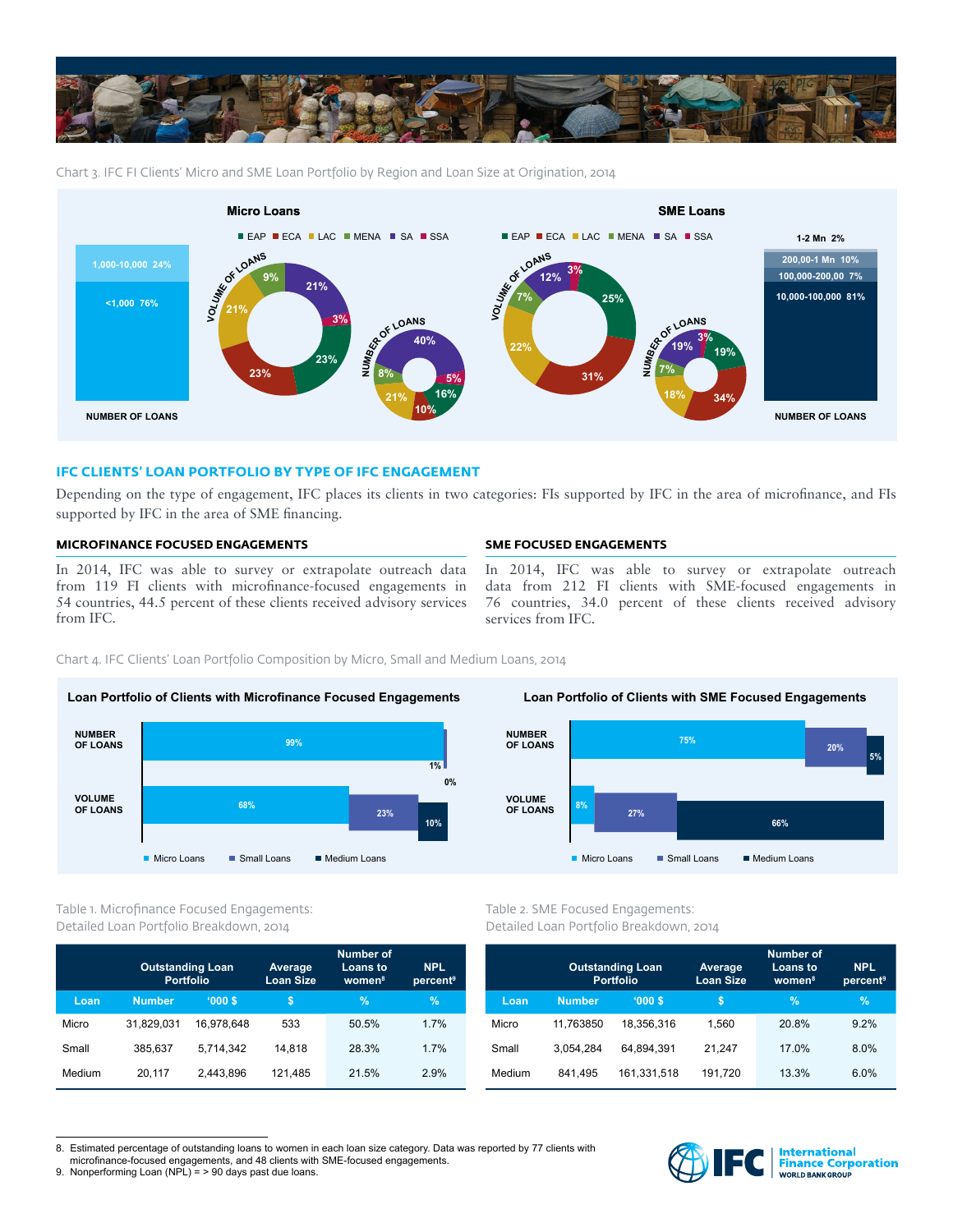Chart 3. IFC FI Clients' Micro and SME Loan Portfolio by Region and Loan Size at Origination, 2014

**Micro Loans**

EAP | ECA | LAC | MENA | SA | SSA

NUMBER OF LOANS: 1,000-10,000 24%; <1,000 76%

VOLUME OF LOANS: 9%, 21%, 3%, 23%, 23%, 21%

NUMBER OF LOANS: 40%, 5%, 16%, 10%, 21%, 8%

**SME Loans**

EAP | ECA | LAC | MENA | SA | SSA

VOLUME OF LOANS: 12%, 3%, 25%, 31%, 22%, 7%

NUMBER OF LOANS: 19%, 3%, 19%, 34%, 18%, 7%

NUMBER OF LOANS: 1-2 Mn 2%; 200,00-1 Mn 10%; 100,000-200,00 7%; 10,000-100,000 81%

## IFC CLIENTS' LOAN PORTFOLIO BY TYPE OF IFC ENGAGEMENT

Depending on the type of engagement, IFC places its clients in two categories: FIs supported by IFC in the area of microfinance, and FIs supported by IFC in the area of SME financing.

### MICROFINANCE FOCUSED ENGAGEMENTS

In 2014, IFC was able to survey or extrapolate outreach data from 119 FI clients with microfinance-focused engagements in 54 countries, 44.5 percent of these clients received advisory services from IFC.

### SME FOCUSED ENGAGEMENTS

In 2014, IFC was able to survey or extrapolate outreach data from 212 FI clients with SME-focused engagements in 76 countries, 34.0 percent of these clients received advisory services from IFC.

Chart 4. IFC Clients' Loan Portfolio Composition by Micro, Small and Medium Loans, 2014

**Loan Portfolio of Clients with Microfinance Focused Engagements**

| | Micro Loans | Small Loans | Medium Loans |
|---|---|---|---|
| NUMBER OF LOANS | 99% | 1% | 0% |
| VOLUME OF LOANS | 68% | 23% | 10% |

**Loan Portfolio of Clients with SME Focused Engagements**

| | Micro Loans | Small Loans | Medium Loans |
|---|---|---|---|
| NUMBER OF LOANS | 75% | 20% | 5% |
| VOLUME OF LOANS | 8% | 27% | 66% |

Table 1. Microfinance Focused Engagements: Detailed Loan Portfolio Breakdown, 2014

| | Outstanding Loan Portfolio | | Average Loan Size | Number of Loans to women[8] | NPL percent[9] |
|---|---|---|---|---|---|
| Loan | Number | '000 $ | $ | % | % |
| Micro | 31,829,031 | 16,978,648 | 533 | 50.5% | 1.7% |
| Small | 385,637 | 5,714,342 | 14,818 | 28.3% | 1.7% |
| Medium | 20,117 | 2,443,896 | 121,485 | 21.5% | 2.9% |

Table 2. SME Focused Engagements: Detailed Loan Portfolio Breakdown, 2014

| | Outstanding Loan Portfolio | | Average Loan Size | Number of Loans to women[8] | NPL percent[9] |
|---|---|---|---|---|---|
| Loan | Number | '000 $ | $ | % | % |
| Micro | 11,763850 | 18,356,316 | 1,560 | 20.8% | 9.2% |
| Small | 3,054,284 | 64,894,391 | 21,247 | 17.0% | 8.0% |
| Medium | 841,495 | 161,331,518 | 191,720 | 13.3% | 6.0% |

8. Estimated percentage of outstanding loans to women in each loan size category. Data was reported by 77 clients with microfinance-focused engagements, and 48 clients with SME-focused engagements.
9. Nonperforming Loan (NPL) = > 90 days past due loans.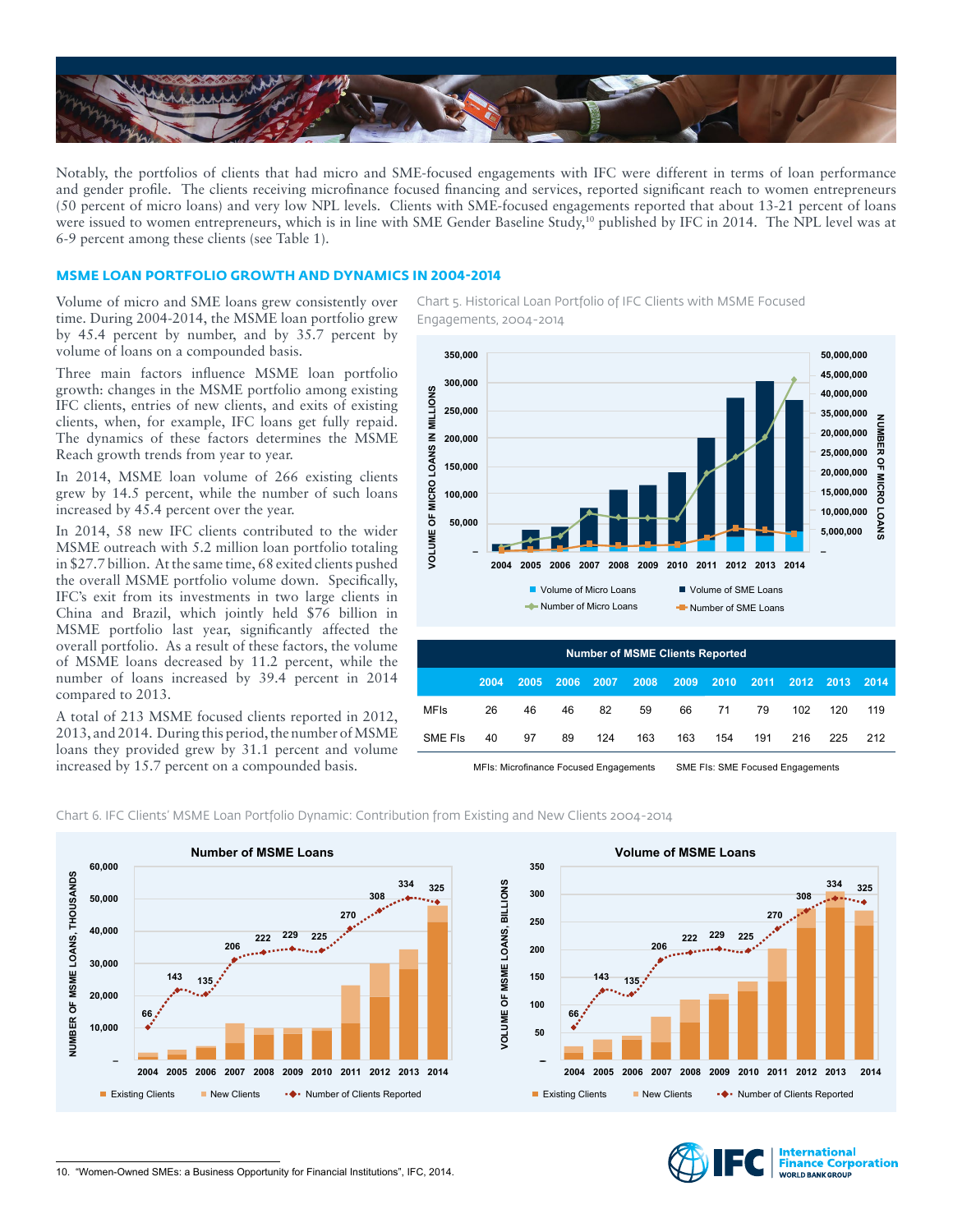Notably, the portfolios of clients that had micro and SME-focused engagements with IFC were different in terms of loan performance and gender profile. The clients receiving microfinance focused financing and services, reported significant reach to women entrepreneurs (50 percent of micro loans) and very low NPL levels. Clients with SME-focused engagements reported that about 13-21 percent of loans were issued to women entrepreneurs, which is in line with SME Gender Baseline Study,[10] published by IFC in 2014. The NPL level was at 6-9 percent among these clients (see Table 1).

## MSME LOAN PORTFOLIO GROWTH AND DYNAMICS IN 2004-2014

Volume of micro and SME loans grew consistently over time. During 2004-2014, the MSME loan portfolio grew by 45.4 percent by number, and by 35.7 percent by volume of loans on a compounded basis.

Three main factors influence MSME loan portfolio growth: changes in the MSME portfolio among existing IFC clients, entries of new clients, and exits of existing clients, when, for example, IFC loans get fully repaid. The dynamics of these factors determines the MSME Reach growth trends from year to year.

In 2014, MSME loan volume of 266 existing clients grew by 14.5 percent, while the number of such loans increased by 45.4 percent over the year.

In 2014, 58 new IFC clients contributed to the wider MSME outreach with 5.2 million loan portfolio totaling in $27.7 billion. At the same time, 68 exited clients pushed the overall MSME portfolio volume down. Specifically, IFC's exit from its investments in two large clients in China and Brazil, which jointly held $76 billion in MSME portfolio last year, significantly affected the overall portfolio. As a result of these factors, the volume of MSME loans decreased by 11.2 percent, while the number of loans increased by 39.4 percent in 2014 compared to 2013.

A total of 213 MSME focused clients reported in 2012, 2013, and 2014. During this period, the number of MSME loans they provided grew by 31.1 percent and volume increased by 15.7 percent on a compounded basis.

Chart 5. Historical Loan Portfolio of IFC Clients with MSME Focused Engagements, 2004-2014

**Number of MSME Clients Reported**

| | 2004 | 2005 | 2006 | 2007 | 2008 | 2009 | 2010 | 2011 | 2012 | 2013 | 2014 |
|---|---|---|---|---|---|---|---|---|---|---|---|
| MFIs | 26 | 46 | 46 | 82 | 59 | 66 | 71 | 79 | 102 | 120 | 119 |
| SME FIs | 40 | 97 | 89 | 124 | 163 | 163 | 154 | 191 | 216 | 225 | 212 |

MFIs: Microfinance Focused Engagements    SME FIs: SME Focused Engagements

Chart 6. IFC Clients' MSME Loan Portfolio Dynamic: Contribution from Existing and New Clients 2004-2014

10. "Women-Owned SMEs: a Business Opportunity for Financial Institutions", IFC, 2014.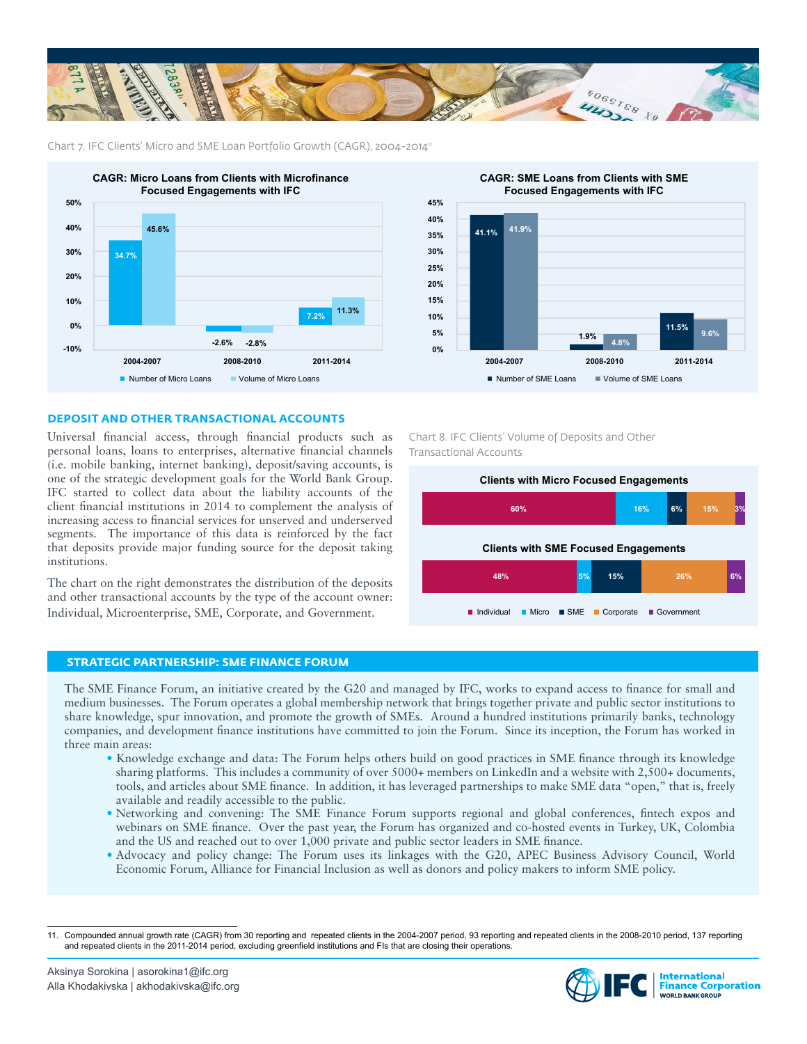Chart 7. IFC Clients' Micro and SME Loan Portfolio Growth (CAGR), 2004-2014[11]

**CAGR: Micro Loans from Clients with Microfinance Focused Engagements with IFC**

50%
40%
30%
20%
10%
0%
-10%

34.7%
45.6%
-2.6%
-2.8%
7.2%
11.3%

2004-2007
2008-2010
2011-2014

Number of Micro Loans
Volume of Micro Loans

**CAGR: SME Loans from Clients with SME Focused Engagements with IFC**

45%
40%
35%
30%
25%
20%
15%
10%
5%
0%

41.1%
41.9%
1.9%
4.8%
11.5%
9.6%

2004-2007
2008-2010
2011-2014

Number of SME Loans
Volume of SME Loans

## DEPOSIT AND OTHER TRANSACTIONAL ACCOUNTS

Universal financial access, through financial products such as personal loans, loans to enterprises, alternative financial channels (i.e. mobile banking, internet banking), deposit/saving accounts, is one of the strategic development goals for the World Bank Group. IFC started to collect data about the liability accounts of the client financial institutions in 2014 to complement the analysis of increasing access to financial services for unserved and underserved segments. The importance of this data is reinforced by the fact that deposits provide major funding source for the deposit taking institutions.

The chart on the right demonstrates the distribution of the deposits and other transactional accounts by the type of the account owner: Individual, Microenterprise, SME, Corporate, and Government.

Chart 8. IFC Clients' Volume of Deposits and Other Transactional Accounts

**Clients with Micro Focused Engagements**

60%
16%
6%
15%
3%

**Clients with SME Focused Engagements**

48%
5%
15%
26%
6%

Individual
Micro
SME
Corporate
Government

## STRATEGIC PARTNERSHIP: SME FINANCE FORUM

The SME Finance Forum, an initiative created by the G20 and managed by IFC, works to expand access to finance for small and medium businesses. The Forum operates a global membership network that brings together private and public sector institutions to share knowledge, spur innovation, and promote the growth of SMEs. Around a hundred institutions primarily banks, technology companies, and development finance institutions have committed to join the Forum. Since its inception, the Forum has worked in three main areas:

- Knowledge exchange and data: The Forum helps others build on good practices in SME finance through its knowledge sharing platforms. This includes a community of over 5000+ members on LinkedIn and a website with 2,500+ documents, tools, and articles about SME finance. In addition, it has leveraged partnerships to make SME data "open," that is, freely available and readily accessible to the public.
- Networking and convening: The SME Finance Forum supports regional and global conferences, fintech expos and webinars on SME finance. Over the past year, the Forum has organized and co-hosted events in Turkey, UK, Colombia and the US and reached out to over 1,000 private and public sector leaders in SME finance.
- Advocacy and policy change: The Forum uses its linkages with the G20, APEC Business Advisory Council, World Economic Forum, Alliance for Financial Inclusion as well as donors and policy makers to inform SME policy.

11. Compounded annual growth rate (CAGR) from 30 reporting and repeated clients in the 2004-2007 period, 93 reporting and repeated clients in the 2008-2010 period, 137 reporting and repeated clients in the 2011-2014 period, excluding greenfield institutions and FIs that are closing their operations.

Aksinya Sorokina | asorokina1@ifc.org
Alla Khodakivska | akhodakivska@ifc.org

IFC International Finance Corporation WORLD BANK GROUP